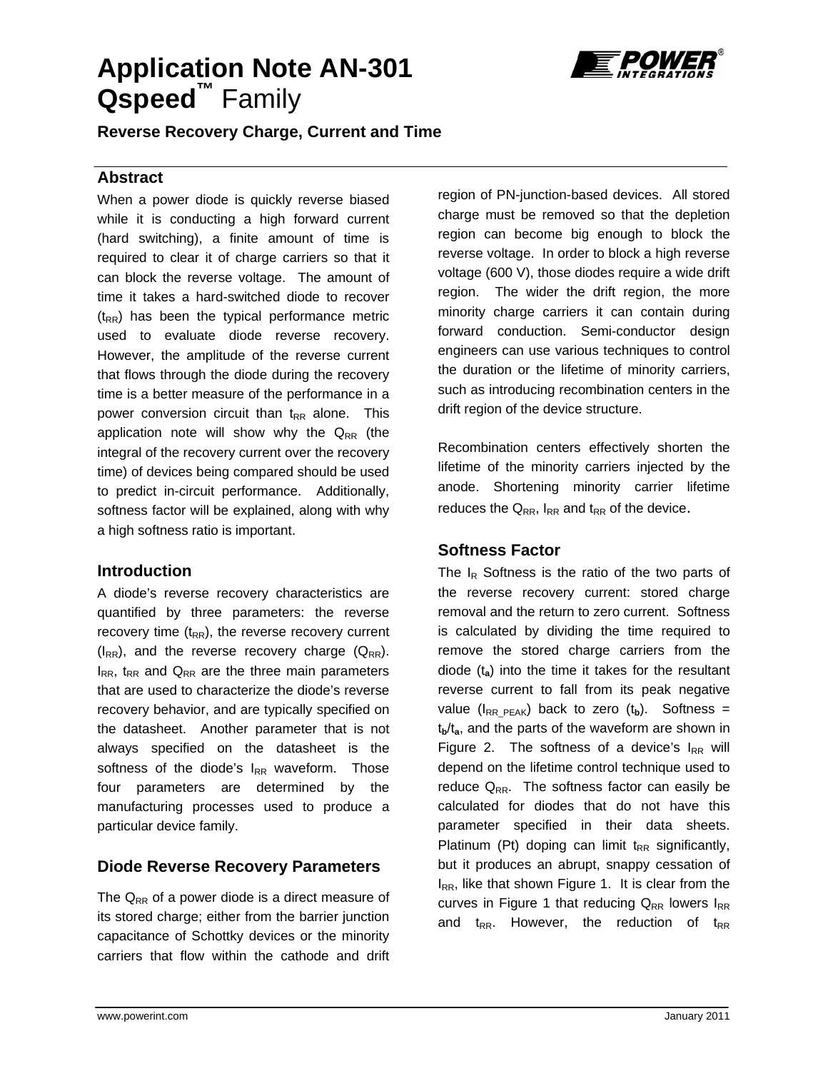# Application Note AN-301
# Qspeed™ Family

**Reverse Recovery Charge, Current and Time**

## Abstract

When a power diode is quickly reverse biased while it is conducting a high forward current (hard switching), a finite amount of time is required to clear it of charge carriers so that it can block the reverse voltage. The amount of time it takes a hard-switched diode to recover ($t_{RR}$) has been the typical performance metric used to evaluate diode reverse recovery. However, the amplitude of the reverse current that flows through the diode during the recovery time is a better measure of the performance in a power conversion circuit than $t_{RR}$ alone. This application note will show why the $Q_{RR}$ (the integral of the recovery current over the recovery time) of devices being compared should be used to predict in-circuit performance. Additionally, softness factor will be explained, along with why a high softness ratio is important.

## Introduction

A diode's reverse recovery characteristics are quantified by three parameters: the reverse recovery time ($t_{RR}$), the reverse recovery current ($I_{RR}$), and the reverse recovery charge ($Q_{RR}$). $I_{RR}$, $t_{RR}$ and $Q_{RR}$ are the three main parameters that are used to characterize the diode's reverse recovery behavior, and are typically specified on the datasheet. Another parameter that is not always specified on the datasheet is the softness of the diode's $I_{RR}$ waveform. Those four parameters are determined by the manufacturing processes used to produce a particular device family.

## Diode Reverse Recovery Parameters

The $Q_{RR}$ of a power diode is a direct measure of its stored charge; either from the barrier junction capacitance of Schottky devices or the minority carriers that flow within the cathode and drift region of PN-junction-based devices. All stored charge must be removed so that the depletion region can become big enough to block the reverse voltage. In order to block a high reverse voltage (600 V), those diodes require a wide drift region. The wider the drift region, the more minority charge carriers it can contain during forward conduction. Semi-conductor design engineers can use various techniques to control the duration or the lifetime of minority carriers, such as introducing recombination centers in the drift region of the device structure.

Recombination centers effectively shorten the lifetime of the minority carriers injected by the anode. Shortening minority carrier lifetime reduces the $Q_{RR}$, $I_{RR}$ and $t_{RR}$ of the device.

## Softness Factor

The $I_R$ Softness is the ratio of the two parts of the reverse recovery current: stored charge removal and the return to zero current. Softness is calculated by dividing the time required to remove the stored charge carriers from the diode ($t_a$) into the time it takes for the resultant reverse current to fall from its peak negative value ($I_{RR\_PEAK}$) back to zero ($t_b$). Softness = $t_b/t_a$, and the parts of the waveform are shown in Figure 2. The softness of a device's $I_{RR}$ will depend on the lifetime control technique used to reduce $Q_{RR}$. The softness factor can easily be calculated for diodes that do not have this parameter specified in their data sheets. Platinum (Pt) doping can limit $t_{RR}$ significantly, but it produces an abrupt, snappy cessation of $I_{RR}$, like that shown Figure 1. It is clear from the curves in Figure 1 that reducing $Q_{RR}$ lowers $I_{RR}$ and $t_{RR}$. However, the reduction of $t_{RR}$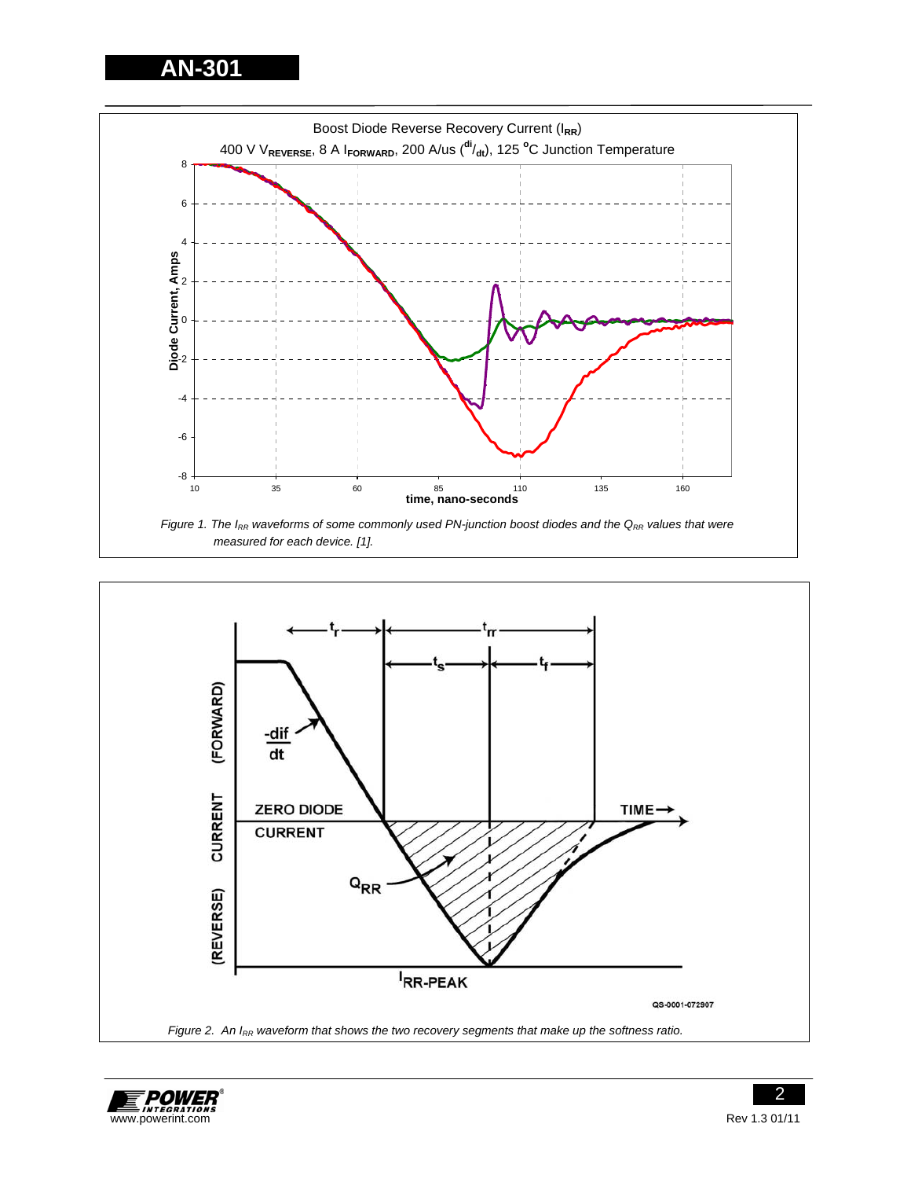Boost Diode Reverse Recovery Current ($I_{RR}$)

400 V $V_{REVERSE}$, 8 A $I_{FORWARD}$, 200 A/us ($^{di}/_{dt}$), 125 °C Junction Temperature

*Figure 1. The $I_{RR}$ waveforms of some commonly used PN-junction boost diodes and the $Q_{RR}$ values that were measured for each device. [1].*

*Figure 2. An $I_{RR}$ waveform that shows the two recovery segments that make up the softness ratio.*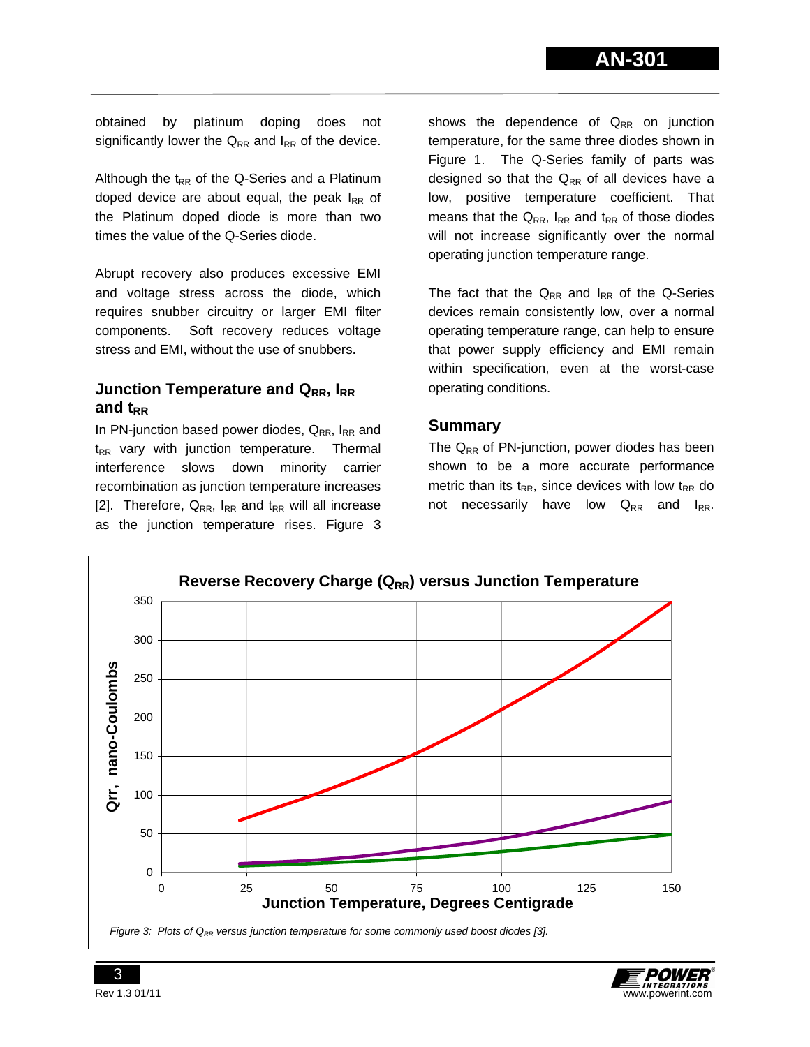obtained by platinum doping does not significantly lower the $Q_{RR}$ and $I_{RR}$ of the device.

Although the $t_{RR}$ of the Q-Series and a Platinum doped device are about equal, the peak $I_{RR}$ of the Platinum doped diode is more than two times the value of the Q-Series diode.

Abrupt recovery also produces excessive EMI and voltage stress across the diode, which requires snubber circuitry or larger EMI filter components. Soft recovery reduces voltage stress and EMI, without the use of snubbers.

## Junction Temperature and $Q_{RR}$, $I_{RR}$ and $t_{RR}$

In PN-junction based power diodes, $Q_{RR}$, $I_{RR}$ and $t_{RR}$ vary with junction temperature. Thermal interference slows down minority carrier recombination as junction temperature increases [2]. Therefore, $Q_{RR}$, $I_{RR}$ and $t_{RR}$ will all increase as the junction temperature rises. Figure 3 shows the dependence of $Q_{RR}$ on junction temperature, for the same three diodes shown in Figure 1. The Q-Series family of parts was designed so that the $Q_{RR}$ of all devices have a low, positive temperature coefficient. That means that the $Q_{RR}$, $I_{RR}$ and $t_{RR}$ of those diodes will not increase significantly over the normal operating junction temperature range.

The fact that the $Q_{RR}$ and $I_{RR}$ of the Q-Series devices remain consistently low, over a normal operating temperature range, can help to ensure that power supply efficiency and EMI remain within specification, even at the worst-case operating conditions.

## Summary

The $Q_{RR}$ of PN-junction, power diodes has been shown to be a more accurate performance metric than its $t_{RR}$, since devices with low $t_{RR}$ do not necessarily have low $Q_{RR}$ and $I_{RR}$.

*Figure 3: Plots of $Q_{RR}$ versus junction temperature for some commonly used boost diodes [3].*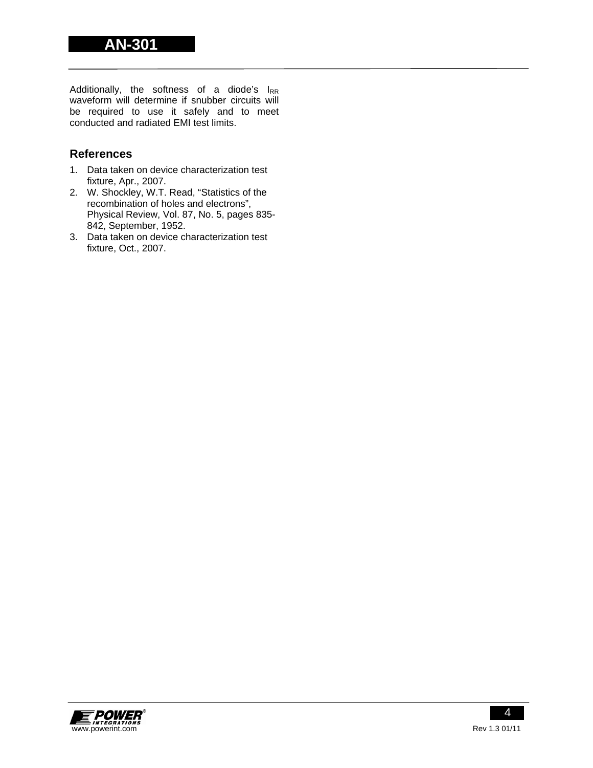Additionally, the softness of a diode's $I_{RR}$ waveform will determine if snubber circuits will be required to use it safely and to meet conducted and radiated EMI test limits.

## References

1. Data taken on device characterization test fixture, Apr., 2007.
2. W. Shockley, W.T. Read, "Statistics of the recombination of holes and electrons", Physical Review, Vol. 87, No. 5, pages 835-842, September, 1952.
3. Data taken on device characterization test fixture, Oct., 2007.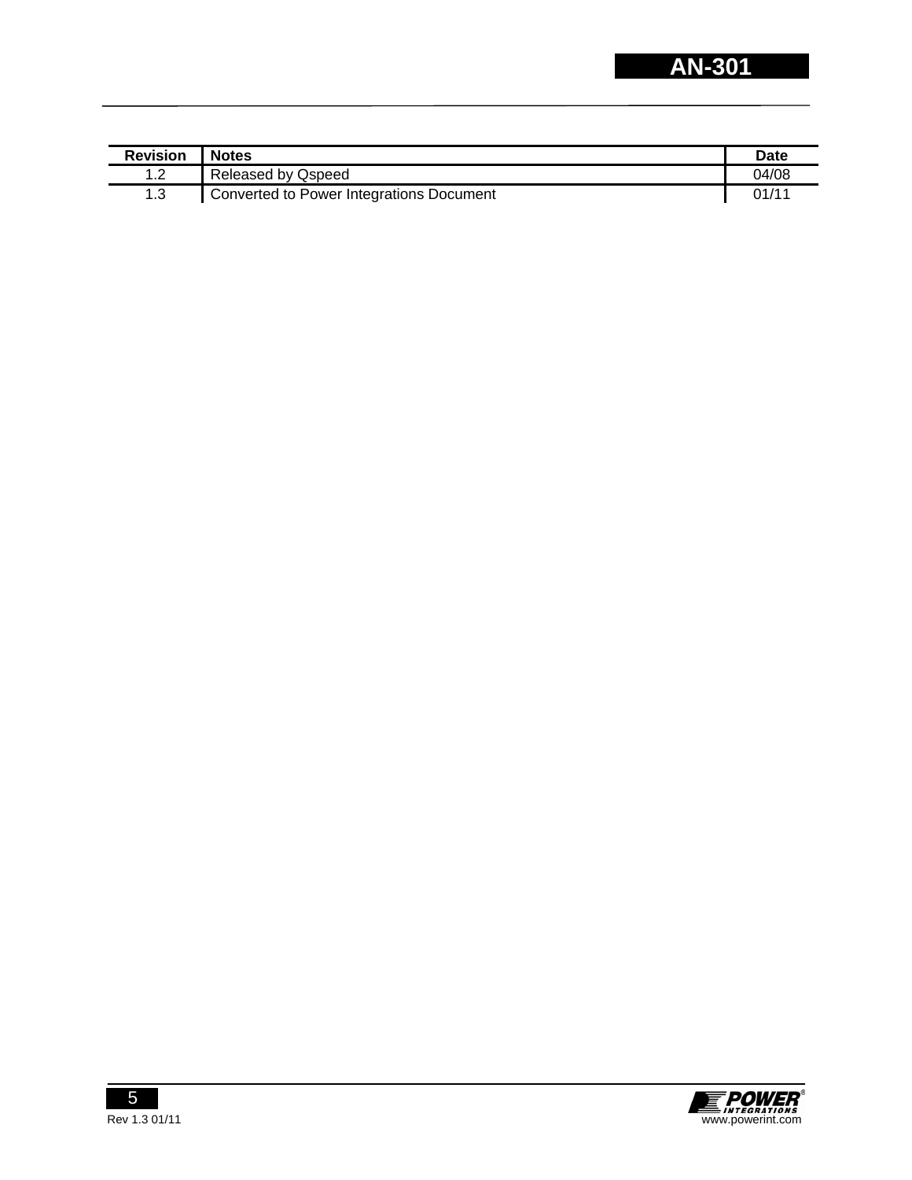| Revision | Notes | Date |
|---|---|---|
| 1.2 | Released by Qspeed | 04/08 |
| 1.3 | Converted to Power Integrations Document | 01/11 |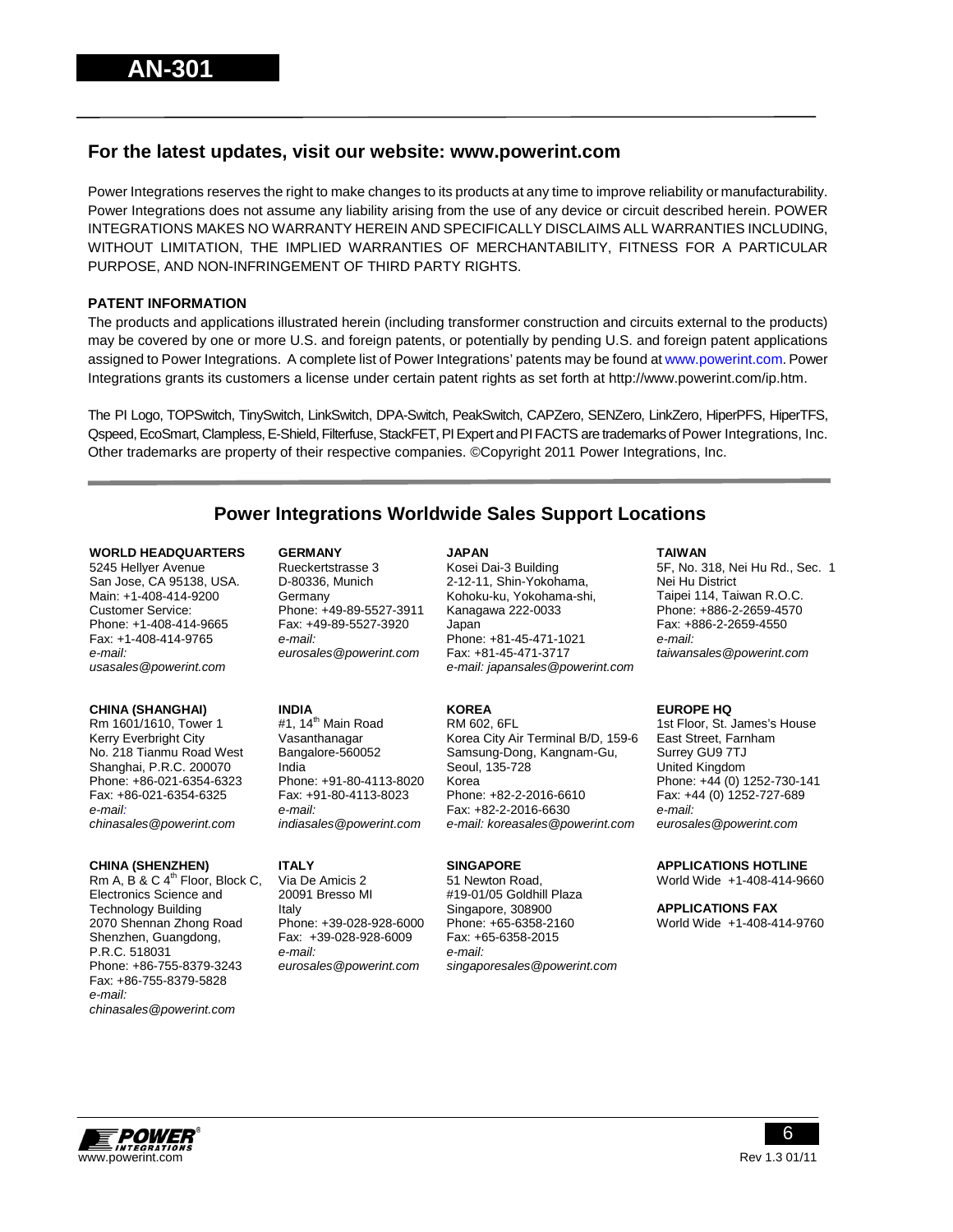## For the latest updates, visit our website: www.powerint.com

Power Integrations reserves the right to make changes to its products at any time to improve reliability or manufacturability. Power Integrations does not assume any liability arising from the use of any device or circuit described herein. POWER INTEGRATIONS MAKES NO WARRANTY HEREIN AND SPECIFICALLY DISCLAIMS ALL WARRANTIES INCLUDING, WITHOUT LIMITATION, THE IMPLIED WARRANTIES OF MERCHANTABILITY, FITNESS FOR A PARTICULAR PURPOSE, AND NON-INFRINGEMENT OF THIRD PARTY RIGHTS.

**PATENT INFORMATION**

The products and applications illustrated herein (including transformer construction and circuits external to the products) may be covered by one or more U.S. and foreign patents, or potentially by pending U.S. and foreign patent applications assigned to Power Integrations. A complete list of Power Integrations' patents may be found at www.powerint.com. Power Integrations grants its customers a license under certain patent rights as set forth at http://www.powerint.com/ip.htm.

The PI Logo, TOPSwitch, TinySwitch, LinkSwitch, DPA-Switch, PeakSwitch, CAPZero, SENZero, LinkZero, HiperPFS, HiperTFS, Qspeed, EcoSmart, Clampless, E-Shield, Filterfuse, StackFET, PI Expert and PI FACTS are trademarks of Power Integrations, Inc. Other trademarks are property of their respective companies. ©Copyright 2011 Power Integrations, Inc.

## Power Integrations Worldwide Sales Support Locations

**WORLD HEADQUARTERS**
5245 Hellyer Avenue
San Jose, CA 95138, USA.
Main: +1-408-414-9200
Customer Service:
Phone: +1-408-414-9665
Fax: +1-408-414-9765
*e-mail:*
*usasales@powerint.com*

**CHINA (SHANGHAI)**
Rm 1601/1610, Tower 1
Kerry Everbright City
No. 218 Tianmu Road West
Shanghai, P.R.C. 200070
Phone: +86-021-6354-6323
Fax: +86-021-6354-6325
*e-mail:*
*chinasales@powerint.com*

**CHINA (SHENZHEN)**
Rm A, B & C 4th Floor, Block C,
Electronics Science and
Technology Building
2070 Shennan Zhong Road
Shenzhen, Guangdong,
P.R.C. 518031
Phone: +86-755-8379-3243
Fax: +86-755-8379-5828
*e-mail:*
*chinasales@powerint.com*

**GERMANY**
Rueckertstrasse 3
D-80336, Munich
Germany
Phone: +49-89-5527-3911
Fax: +49-89-5527-3920
*e-mail:*
*eurosales@powerint.com*

**INDIA**
#1, 14th Main Road
Vasanthanagar
Bangalore-560052
India
Phone: +91-80-4113-8020
Fax: +91-80-4113-8023
*e-mail:*
*indiasales@powerint.com*

**ITALY**
Via De Amicis 2
20091 Bresso MI
Italy
Phone: +39-028-928-6000
Fax: +39-028-928-6009
*e-mail:*
*eurosales@powerint.com*

**JAPAN**
Kosei Dai-3 Building
2-12-11, Shin-Yokohama,
Kohoku-ku, Yokohama-shi,
Kanagawa 222-0033
Japan
Phone: +81-45-471-1021
Fax: +81-45-471-3717
*e-mail: japansales@powerint.com*

**KOREA**
RM 602, 6FL
Korea City Air Terminal B/D, 159-6
Samsung-Dong, Kangnam-Gu,
Seoul, 135-728
Korea
Phone: +82-2-2016-6610
Fax: +82-2-2016-6630
*e-mail: koreasales@powerint.com*

**SINGAPORE**
51 Newton Road,
#19-01/05 Goldhill Plaza
Singapore, 308900
Phone: +65-6358-2160
Fax: +65-6358-2015
*e-mail:*
*singaporesales@powerint.com*

**TAIWAN**
5F, No. 318, Nei Hu Rd., Sec. 1
Nei Hu District
Taipei 114, Taiwan R.O.C.
Phone: +886-2-2659-4570
Fax: +886-2-2659-4550
*e-mail:*
*taiwansales@powerint.com*

**EUROPE HQ**
1st Floor, St. James's House
East Street, Farnham
Surrey GU9 7TJ
United Kingdom
Phone: +44 (0) 1252-730-141
Fax: +44 (0) 1252-727-689
*e-mail:*
*eurosales@powerint.com*

**APPLICATIONS HOTLINE**
World Wide +1-408-414-9660

**APPLICATIONS FAX**
World Wide +1-408-414-9760